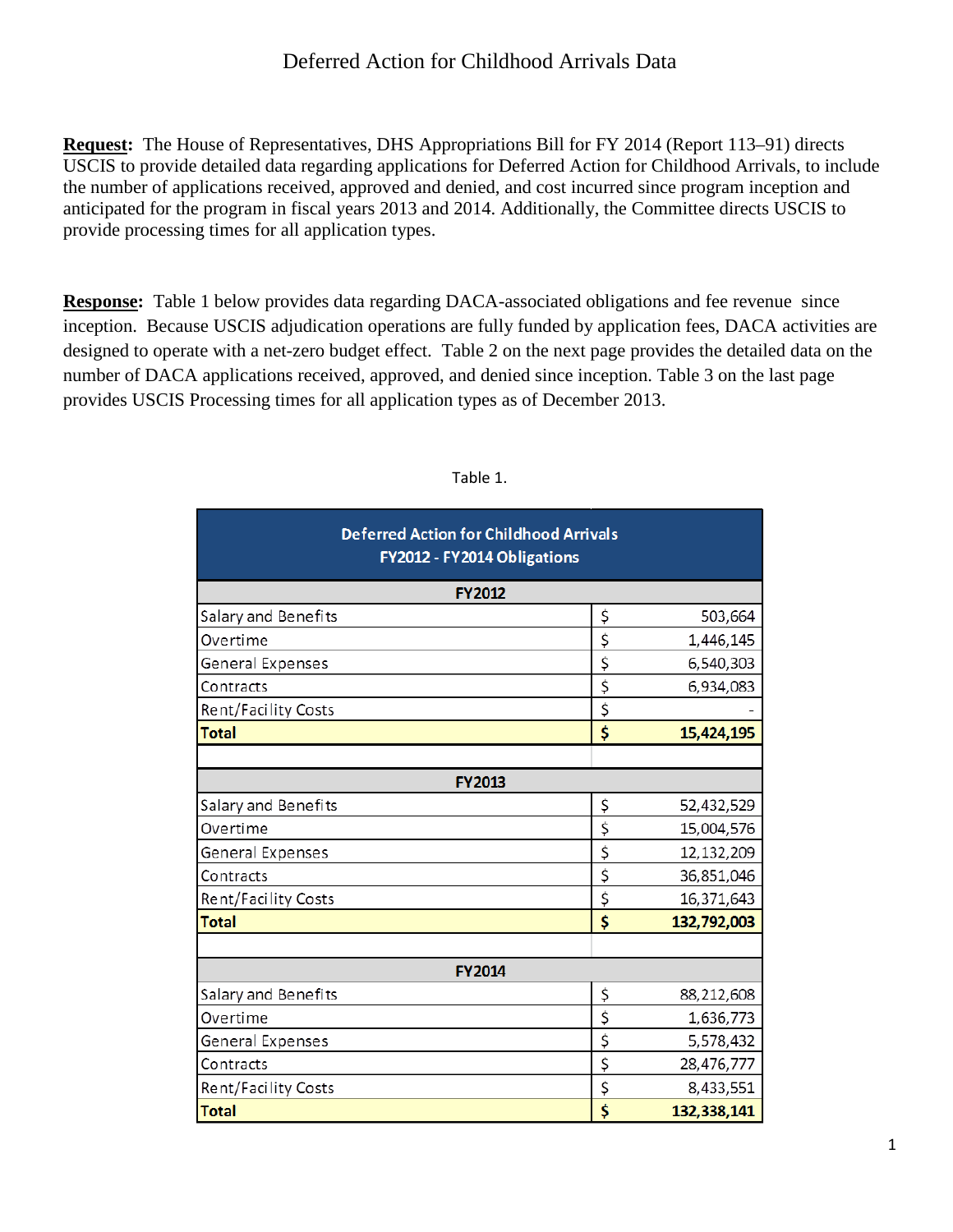# Deferred Action for Childhood Arrivals Data

**Request:** The House of Representatives, DHS Appropriations Bill for FY 2014 (Report 113–91) directs USCIS to provide detailed data regarding applications for Deferred Action for Childhood Arrivals, to include the number of applications received, approved and denied, and cost incurred since program inception and anticipated for the program in fiscal years 2013 and 2014. Additionally, the Committee directs USCIS to provide processing times for all application types.

**Response:** Table 1 below provides data regarding DACA-associated obligations and fee revenue since inception. Because USCIS adjudication operations are fully funded by application fees, DACA activities are designed to operate with a net-zero budget effect. Table 2 on the next page provides the detailed data on the number of DACA applications received, approved, and denied since inception. Table 3 on the last page provides USCIS Processing times for all application types as of December 2013.

Table 1.

| Deferred Action for Childhood Arrivals FY2012 - FY2014 Obligations | |
|---|---|
| **FY2012** | |
| Salary and Benefits | $ 503,664 |
| Overtime | $ 1,446,145 |
| General Expenses | $ 6,540,303 |
| Contracts | $ 6,934,083 |
| Rent/Facility Costs | $ - |
| **Total** | **$ 15,424,195** |
| | |
| **FY2013** | |
| Salary and Benefits | $ 52,432,529 |
| Overtime | $ 15,004,576 |
| General Expenses | $ 12,132,209 |
| Contracts | $ 36,851,046 |
| Rent/Facility Costs | $ 16,371,643 |
| **Total** | **$ 132,792,003** |
| | |
| **FY2014** | |
| Salary and Benefits | $ 88,212,608 |
| Overtime | $ 1,636,773 |
| General Expenses | $ 5,578,432 |
| Contracts | $ 28,476,777 |
| Rent/Facility Costs | $ 8,433,551 |
| **Total** | **$ 132,338,141** |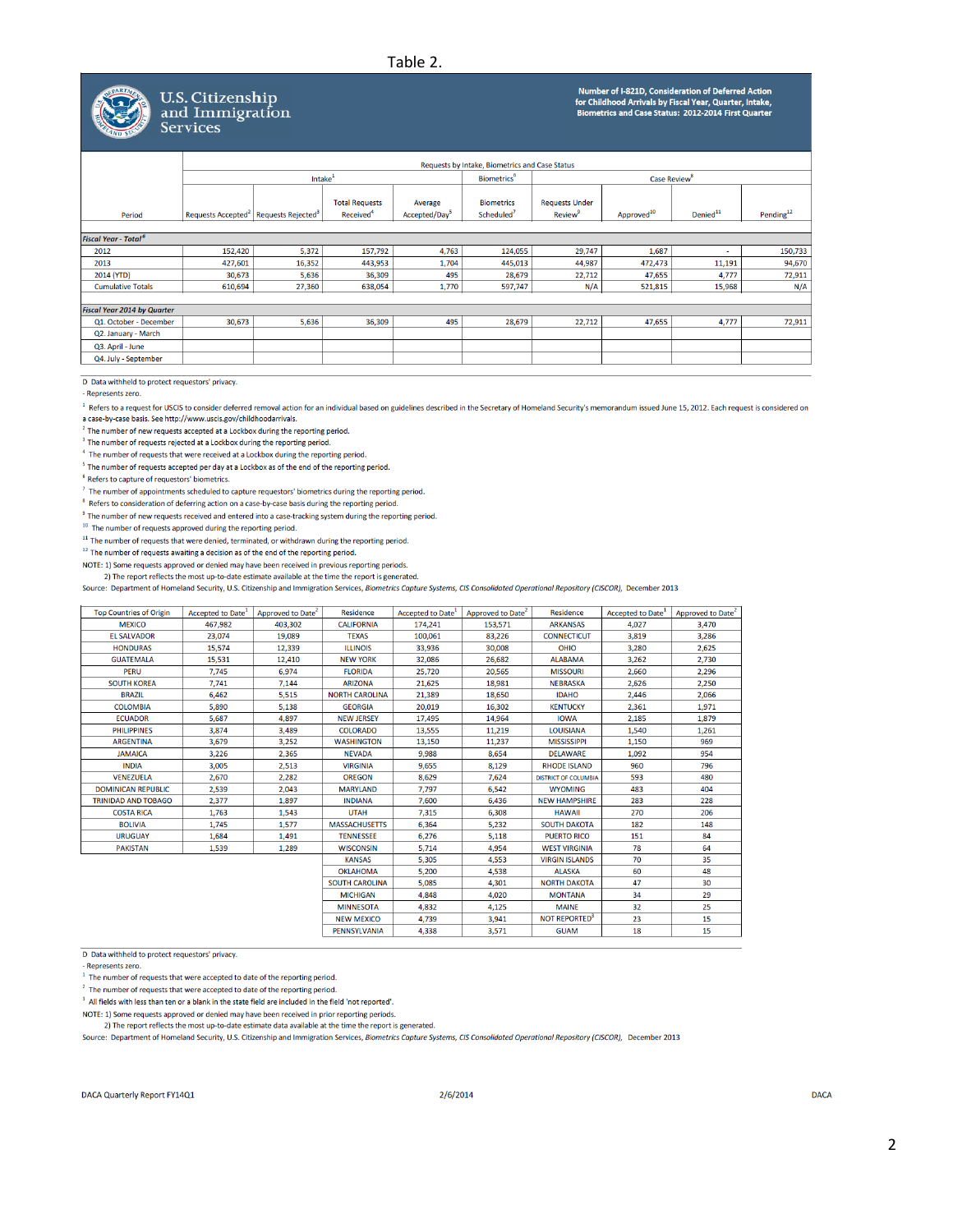Table 2.

U.S. Citizenship and Immigration Services

**Number of I-821D, Consideration of Deferred Action for Childhood Arrivals by Fiscal Year, Quarter, Intake, Biometrics and Case Status: 2012-2014 First Quarter**

| Period | Requests by Intake, Biometrics and Case Status | | | | | | | | |
|---|---|---|---|---|---|---|---|---|---|
| | Intake[1] | | | | Biometrics[6] | Case Review[8] | | | |
| | Requests Accepted[2] | Requests Rejected[3] | Total Requests Received[4] | Average Accepted/Day[5] | Biometrics Scheduled[7] | Requests Under Review[9] | Approved[10] | Denied[11] | Pending[12] |
| *Fiscal Year - Total*[8] | | | | | | | | | |
| 2012 | 152,420 | 5,372 | 157,792 | 4,763 | 124,055 | 29,747 | 1,687 | - | 150,733 |
| 2013 | 427,601 | 16,352 | 443,953 | 1,704 | 445,013 | 44,987 | 472,473 | 11,191 | 94,670 |
| 2014 (YTD) | 30,673 | 5,636 | 36,309 | 495 | 28,679 | 22,712 | 47,655 | 4,777 | 72,911 |
| Cumulative Totals | 610,694 | 27,360 | 638,054 | 1,770 | 597,747 | N/A | 521,815 | 15,968 | N/A |
| *Fiscal Year 2014 by Quarter* | | | | | | | | | |
| Q1. October - December | 30,673 | 5,636 | 36,309 | 495 | 28,679 | 22,712 | 47,655 | 4,777 | 72,911 |
| Q2. January - March | | | | | | | | | |
| Q3. April - June | | | | | | | | | |
| Q4. July - September | | | | | | | | | |

D Data withheld to protect requestors' privacy.
- Represents zero.
[1] Refers to a request for USCIS to consider deferred removal action for an individual based on guidelines described in the Secretary of Homeland Security's memorandum issued June 15, 2012. Each request is considered on a case-by-case basis. See http://www.uscis.gov/childhoodarrivals.
[2] The number of new requests accepted at a Lockbox during the reporting period.
[3] The number of requests rejected at a Lockbox during the reporting period.
[4] The number of requests that were received at a Lockbox during the reporting period.
[5] The number of requests accepted per day at a Lockbox as of the end of the reporting period.
[6] Refers to capture of requestors' biometrics.
[7] The number of appointments scheduled to capture requestors' biometrics during the reporting period.
[8] Refers to consideration of deferring action on a case-by-case basis during the reporting period.
[9] The number of new requests received and entered into a case-tracking system during the reporting period.
[10] The number of requests approved during the reporting period.
[11] The number of requests that were denied, terminated, or withdrawn during the reporting period.
[12] The number of requests awaiting a decision as of the end of the reporting period.
NOTE: 1) Some requests approved or denied may have been received in previous reporting periods.
2) The report reflects the most up-to-date estimate available at the time the report is generated.
Source: Department of Homeland Security, U.S. Citizenship and Immigration Services, *Biometrics Capture Systems, CIS Consolidated Operational Repository (CISCOR)*, December 2013

| Top Countries of Origin | Accepted to Date[1] | Approved to Date[2] | Residence | Accepted to Date[1] | Approved to Date[2] | Residence | Accepted to Date[1] | Approved to Date[2] |
|---|---|---|---|---|---|---|---|---|
| MEXICO | 467,982 | 403,302 | CALIFORNIA | 174,241 | 153,571 | ARKANSAS | 4,027 | 3,470 |
| EL SALVADOR | 23,074 | 19,089 | TEXAS | 100,061 | 83,226 | CONNECTICUT | 3,819 | 3,286 |
| HONDURAS | 15,574 | 12,339 | ILLINOIS | 33,936 | 30,008 | OHIO | 3,280 | 2,625 |
| GUATEMALA | 15,531 | 12,410 | NEW YORK | 32,086 | 26,682 | ALABAMA | 3,262 | 2,730 |
| PERU | 7,745 | 6,974 | FLORIDA | 25,720 | 20,565 | MISSOURI | 2,660 | 2,296 |
| SOUTH KOREA | 7,741 | 7,144 | ARIZONA | 21,625 | 18,981 | NEBRASKA | 2,626 | 2,250 |
| BRAZIL | 6,462 | 5,515 | NORTH CAROLINA | 21,389 | 18,650 | IDAHO | 2,446 | 2,066 |
| COLOMBIA | 5,890 | 5,138 | GEORGIA | 20,019 | 16,302 | KENTUCKY | 2,361 | 1,971 |
| ECUADOR | 5,687 | 4,897 | NEW JERSEY | 17,495 | 14,964 | IOWA | 2,185 | 1,879 |
| PHILIPPINES | 3,874 | 3,489 | COLORADO | 13,555 | 11,219 | LOUISIANA | 1,540 | 1,261 |
| ARGENTINA | 3,679 | 3,252 | WASHINGTON | 13,150 | 11,237 | MISSISSIPPI | 1,150 | 969 |
| JAMAICA | 3,226 | 2,365 | NEVADA | 9,988 | 8,654 | DELAWARE | 1,092 | 954 |
| INDIA | 3,005 | 2,513 | VIRGINIA | 9,655 | 8,129 | RHODE ISLAND | 960 | 796 |
| VENEZUELA | 2,670 | 2,282 | OREGON | 8,629 | 7,624 | DISTRICT OF COLUMBIA | 593 | 480 |
| DOMINICAN REPUBLIC | 2,539 | 2,043 | MARYLAND | 7,797 | 6,542 | WYOMING | 483 | 404 |
| TRINIDAD AND TOBAGO | 2,377 | 1,897 | INDIANA | 7,600 | 6,436 | NEW HAMPSHIRE | 283 | 228 |
| COSTA RICA | 1,763 | 1,543 | UTAH | 7,315 | 6,308 | HAWAII | 270 | 206 |
| BOLIVIA | 1,745 | 1,577 | MASSACHUSETTS | 6,364 | 5,232 | SOUTH DAKOTA | 182 | 148 |
| URUGUAY | 1,684 | 1,491 | TENNESSEE | 6,276 | 5,118 | PUERTO RICO | 151 | 84 |
| PAKISTAN | 1,539 | 1,289 | WISCONSIN | 5,714 | 4,954 | WEST VIRGINIA | 78 | 64 |
| | | | KANSAS | 5,305 | 4,553 | VIRGIN ISLANDS | 70 | 35 |
| | | | OKLAHOMA | 5,200 | 4,538 | ALASKA | 60 | 48 |
| | | | SOUTH CAROLINA | 5,085 | 4,301 | NORTH DAKOTA | 47 | 30 |
| | | | MICHIGAN | 4,848 | 4,020 | MONTANA | 34 | 29 |
| | | | MINNESOTA | 4,832 | 4,125 | MAINE | 32 | 25 |
| | | | NEW MEXICO | 4,739 | 3,941 | NOT REPORTED[3] | 23 | 15 |
| | | | PENNSYLVANIA | 4,338 | 3,571 | GUAM | 18 | 15 |

D Data withheld to protect requestors' privacy.
- Represents zero.
[1] The number of requests that were accepted to date of the reporting period.
[2] The number of requests that were accepted to date of the reporting period.
[3] All fields with less than ten or a blank in the state field are included in the field 'not reported'.
NOTE: 1) Some requests approved or denied may have been received in prior reporting periods.
2) The report reflects the most up-to-date estimate data available at the time the report is generated.
Source: Department of Homeland Security, U.S. Citizenship and Immigration Services, *Biometrics Capture Systems, CIS Consolidated Operational Repository (CISCOR)*, December 2013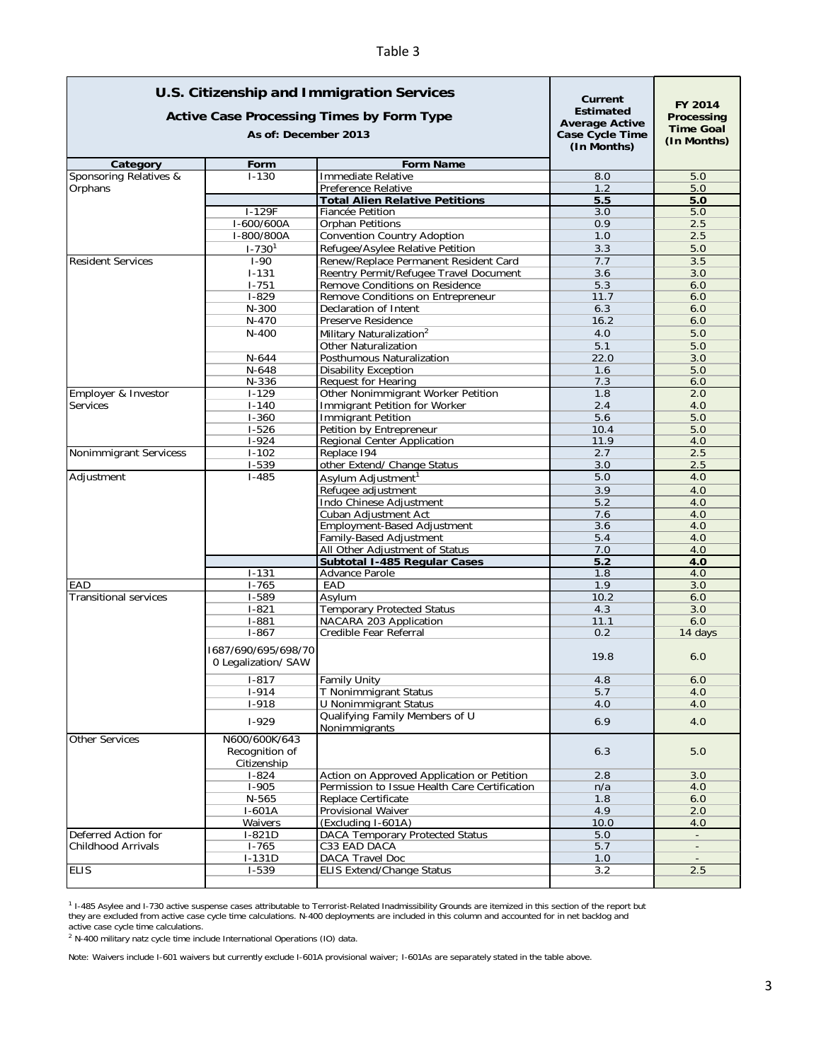Table 3

| U.S. Citizenship and Immigration Services<br>Active Case Processing Times by Form Type<br>As of: December 2013 | | | Current Estimated Average Active Case Cycle Time (In Months) | FY 2014 Processing Time Goal (In Months) |
|---|---|---|---|---|
| **Category** | **Form** | **Form Name** | | |
| Sponsoring Relatives & Orphans | I-130 | Immediate Relative | 8.0 | 5.0 |
| | | Preference Relative | 1.2 | 5.0 |
| | | **Total Alien Relative Petitions** | **5.5** | **5.0** |
| | I-129F | Fiancée Petition | 3.0 | 5.0 |
| | I-600/600A | Orphan Petitions | 0.9 | 2.5 |
| | I-800/800A | Convention Country Adoption | 1.0 | 2.5 |
| | I-730[1] | Refugee/Asylee Relative Petition | 3.3 | 5.0 |
| Resident Services | I-90 | Renew/Replace Permanent Resident Card | 7.7 | 3.5 |
| | I-131 | Reentry Permit/Refugee Travel Document | 3.6 | 3.0 |
| | I-751 | Remove Conditions on Residence | 5.3 | 6.0 |
| | I-829 | Remove Conditions on Entrepreneur | 11.7 | 6.0 |
| | N-300 | Declaration of Intent | 6.3 | 6.0 |
| | N-470 | Preserve Residence | 16.2 | 6.0 |
| | N-400 | Military Naturalization[2] | 4.0 | 5.0 |
| | | Other Naturalization | 5.1 | 5.0 |
| | N-644 | Posthumous Naturalization | 22.0 | 3.0 |
| | N-648 | Disability Exception | 1.6 | 5.0 |
| | N-336 | Request for Hearing | 7.3 | 6.0 |
| Employer & Investor Services | I-129 | Other Nonimmigrant Worker Petition | 1.8 | 2.0 |
| | I-140 | Immigrant Petition for Worker | 2.4 | 4.0 |
| | I-360 | Immigrant Petition | 5.6 | 5.0 |
| | I-526 | Petition by Entrepreneur | 10.4 | 5.0 |
| | I-924 | Regional Center Application | 11.9 | 4.0 |
| Nonimmigrant Servicess | I-102 | Replace I94 | 2.7 | 2.5 |
| | I-539 | other Extend/ Change Status | 3.0 | 2.5 |
| Adjustment | I-485 | Asylum Adjustment[1] | 5.0 | 4.0 |
| | | Refugee adjustment | 3.9 | 4.0 |
| | | Indo Chinese Adjustment | 5.2 | 4.0 |
| | | Cuban Adjustment Act | 7.6 | 4.0 |
| | | Employment-Based Adjustment | 3.6 | 4.0 |
| | | Family-Based Adjustment | 5.4 | 4.0 |
| | | All Other Adjustment of Status | 7.0 | 4.0 |
| | | **Subtotal I-485 Regular Cases** | **5.2** | **4.0** |
| | I-131 | Advance Parole | 1.8 | 4.0 |
| EAD | I-765 | EAD | 1.9 | 3.0 |
| Transitional services | I-589 | Asylum | 10.2 | 6.0 |
| | I-821 | Temporary Protected Status | 4.3 | 3.0 |
| | I-881 | NACARA 203 Application | 11.1 | 6.0 |
| | I-867 | Credible Fear Referral | 0.2 | 14 days |
| | I687/690/695/698/700 Legalization/ SAW | | 19.8 | 6.0 |
| | I-817 | Family Unity | 4.8 | 6.0 |
| | I-914 | T Nonimmigrant Status | 5.7 | 4.0 |
| | I-918 | U Nonimmigrant Status | 4.0 | 4.0 |
| | I-929 | Qualifying Family Members of U Nonimmigrants | 6.9 | 4.0 |
| Other Services | N600/600K/643 Recognition of Citizenship | | 6.3 | 5.0 |
| | I-824 | Action on Approved Application or Petition | 2.8 | 3.0 |
| | I-905 | Permission to Issue Health Care Certification | n/a | 4.0 |
| | N-565 | Replace Certificate | 1.8 | 6.0 |
| | I-601A | Provisional Waiver | 4.9 | 2.0 |
| | Waivers | (Excluding I-601A) | 10.0 | 4.0 |
| Deferred Action for Childhood Arrivals | I-821D | DACA Temporary Protected Status | 5.0 | - |
| | I-765 | C33 EAD DACA | 5.7 | - |
| | I-131D | DACA Travel Doc | 1.0 | - |
| ELIS | I-539 | ELIS Extend/Change Status | 3.2 | 2.5 |

[1] I-485 Asylee and I-730 active suspense cases attributable to Terrorist-Related Inadmissibility Grounds are itemized in this section of the report but they are excluded from active case cycle time calculations. N-400 deployments are included in this column and accounted for in net backlog and active case cycle time calculations.

[2] N-400 military natz cycle time include International Operations (IO) data.

Note: Waivers include I-601 waivers but currently exclude I-601A provisional waiver; I-601As are separately stated in the table above.